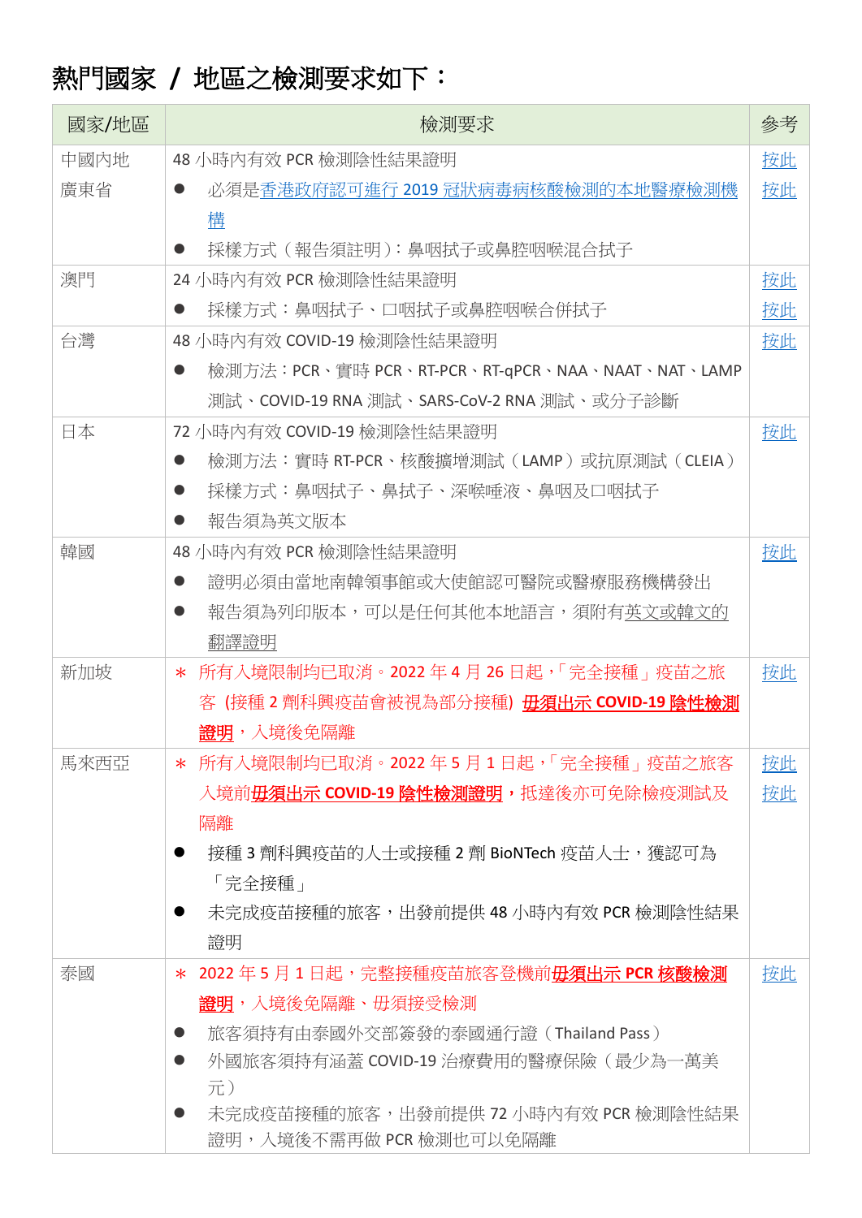# 熱門國家 / 地區之檢測要求如下：

| 國家/地區 | 檢測要求 | 參考 |
|---|---|---|
| 中國內地<br>廣東省 | 48 小時內有效 PCR 檢測陰性結果證明<br>● 必須是香港政府認可進行 2019 冠狀病毒病核酸檢測的本地醫療檢測機構<br>● 採樣方式（報告須註明）：鼻咽拭子或鼻腔咽喉混合拭子 | 按此<br>按此 |
| 澳門 | 24 小時內有效 PCR 檢測陰性結果證明<br>● 採樣方式：鼻咽拭子、口咽拭子或鼻腔咽喉合併拭子 | 按此<br>按此 |
| 台灣 | 48 小時內有效 COVID-19 檢測陰性結果證明<br>● 檢測方法：PCR、實時 PCR、RT-PCR、RT-qPCR、NAA、NAAT、NAT、LAMP 測試、COVID-19 RNA 測試、SARS-CoV-2 RNA 測試、或分子診斷 | 按此 |
| 日本 | 72 小時內有效 COVID-19 檢測陰性結果證明<br>● 檢測方法：實時 RT-PCR、核酸擴增測試（LAMP）或抗原測試（CLEIA）<br>● 採樣方式：鼻咽拭子、鼻拭子、深喉唾液、鼻咽及口咽拭子<br>● 報告須為英文版本 | 按此 |
| 韓國 | 48 小時內有效 PCR 檢測陰性結果證明<br>● 證明必須由當地南韓領事館或大使館認可醫院或醫療服務機構發出<br>● 報告須為列印版本，可以是任何其他本地語言，須附有英文或韓文的翻譯證明 | 按此 |
| 新加坡 | ＊ 所有入境限制均已取消。2022 年 4 月 26 日起，「完全接種」疫苗之旅客（接種 2 劑科興疫苗會被視為部分接種）**毋須出示 COVID-19 陰性檢測證明**，入境後免隔離 | 按此 |
| 馬來西亞 | ＊ 所有入境限制均已取消。2022 年 5 月 1 日起，「完全接種」疫苗之旅客入境前**毋須出示 COVID-19 陰性檢測證明**，抵達後亦可免除檢疫測試及隔離<br>● 接種 3 劑科興疫苗的人士或接種 2 劑 BioNTech 疫苗人士，獲認可為「完全接種」<br>● 未完成疫苗接種的旅客，出發前提供 48 小時內有效 PCR 檢測陰性結果證明 | 按此<br>按此 |
| 泰國 | ＊ 2022 年 5 月 1 日起，完整接種疫苗旅客登機前**毋須出示 PCR 核酸檢測證明**，入境後免隔離、毋須接受檢測<br>● 旅客須持有由泰國外交部簽發的泰國通行證（Thailand Pass）<br>● 外國旅客須持有涵蓋 COVID-19 治療費用的醫療保險（最少為一萬美元）<br>● 未完成疫苗接種的旅客，出發前提供 72 小時內有效 PCR 檢測陰性結果證明，入境後不需再做 PCR 檢測也可以免隔離 | 按此 |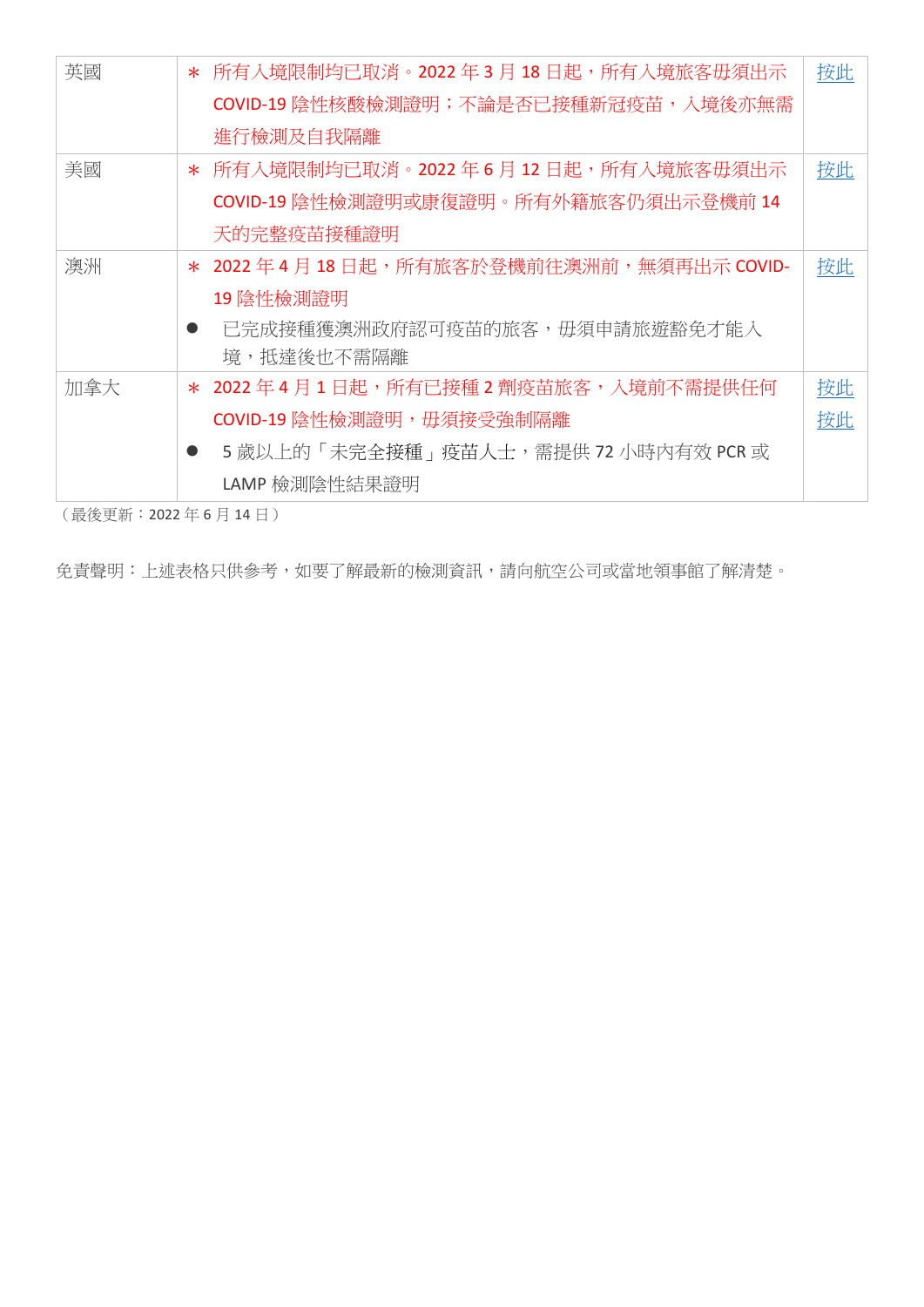| 英國 | ＊ 所有入境限制均已取消。2022 年 3 月 18 日起，所有入境旅客毋須出示 COVID-19 陰性核酸檢測證明；不論是否已接種新冠疫苗，入境後亦無需進行檢測及自我隔離 | 按此 |
|---|---|---|
| 美國 | ＊ 所有入境限制均已取消。2022 年 6 月 12 日起，所有入境旅客毋須出示 COVID-19 陰性檢測證明或康復證明。所有外籍旅客仍須出示登機前 14 天的完整疫苗接種證明 | 按此 |
| 澳洲 | ＊ 2022 年 4 月 18 日起，所有旅客於登機前往澳洲前，無須再出示 COVID-19 陰性檢測證明<br>● 已完成接種獲澳洲政府認可疫苗的旅客，毋須申請旅遊豁免才能入境，抵達後也不需隔離 | 按此 |
| 加拿大 | ＊ 2022 年 4 月 1 日起，所有已接種 2 劑疫苗旅客，入境前不需提供任何 COVID-19 陰性檢測證明，毋須接受強制隔離<br>● 5 歲以上的「未完全接種」疫苗人士，需提供 72 小時內有效 PCR 或 LAMP 檢測陰性結果證明 | 按此<br>按此 |

（最後更新：2022 年 6 月 14 日）

免責聲明：上述表格只供參考，如要了解最新的檢測資訊，請向航空公司或當地領事館了解清楚。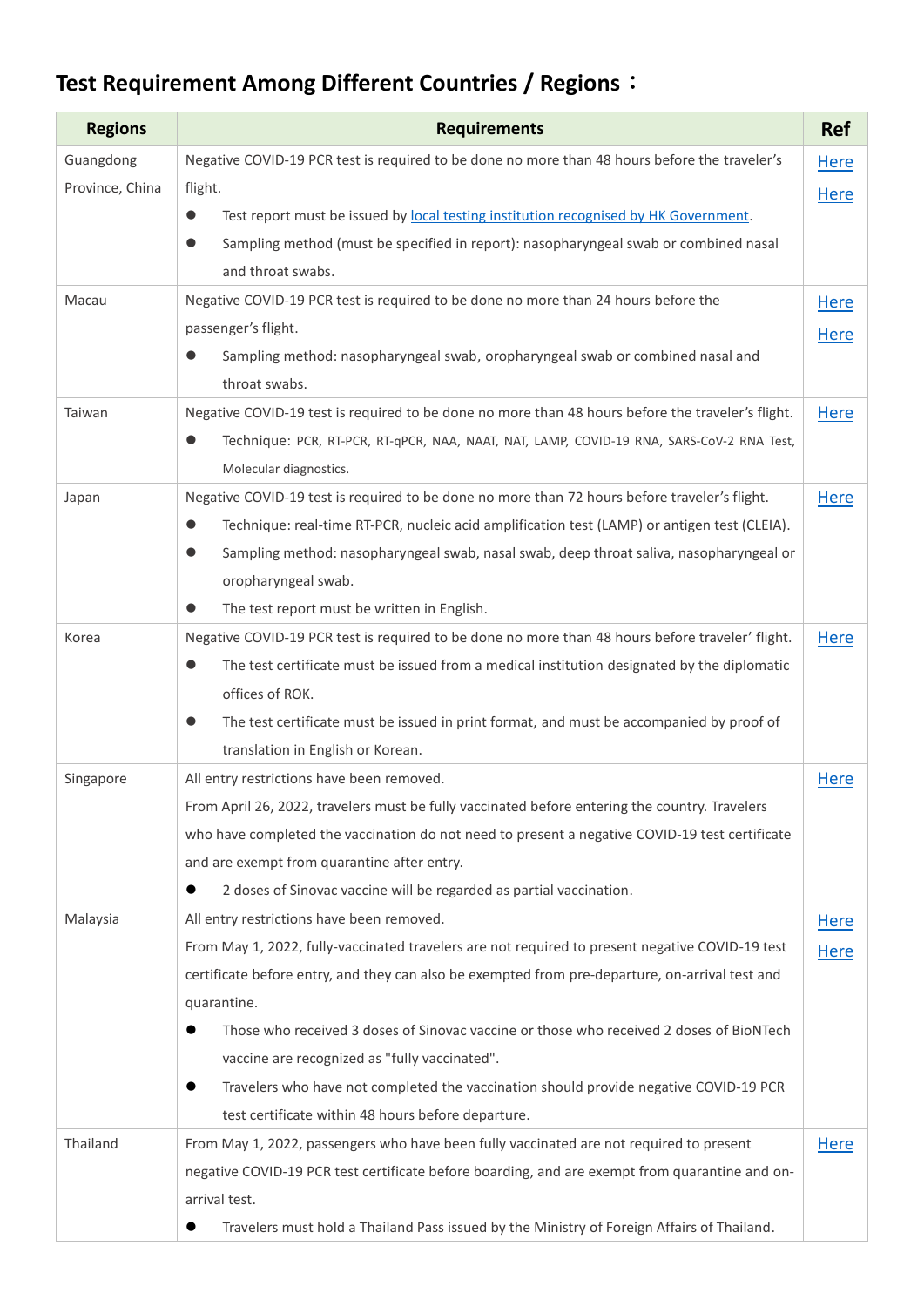## Test Requirement Among Different Countries / Regions：

| Regions | Requirements | Ref |
|---|---|---|
| Guangdong Province, China | Negative COVID-19 PCR test is required to be done no more than 48 hours before the traveler's flight.<br>● Test report must be issued by local testing institution recognised by HK Government.<br>● Sampling method (must be specified in report): nasopharyngeal swab or combined nasal and throat swabs. | Here<br>Here |
| Macau | Negative COVID-19 PCR test is required to be done no more than 24 hours before the passenger's flight.<br>● Sampling method: nasopharyngeal swab, oropharyngeal swab or combined nasal and throat swabs. | Here<br>Here |
| Taiwan | Negative COVID-19 test is required to be done no more than 48 hours before the traveler's flight.<br>● Technique: PCR, RT-PCR, RT-qPCR, NAA, NAAT, NAT, LAMP, COVID-19 RNA, SARS-CoV-2 RNA Test, Molecular diagnostics. | Here |
| Japan | Negative COVID-19 test is required to be done no more than 72 hours before traveler's flight.<br>● Technique: real-time RT-PCR, nucleic acid amplification test (LAMP) or antigen test (CLEIA).<br>● Sampling method: nasopharyngeal swab, nasal swab, deep throat saliva, nasopharyngeal or oropharyngeal swab.<br>● The test report must be written in English. | Here |
| Korea | Negative COVID-19 PCR test is required to be done no more than 48 hours before traveler' flight.<br>● The test certificate must be issued from a medical institution designated by the diplomatic offices of ROK.<br>● The test certificate must be issued in print format, and must be accompanied by proof of translation in English or Korean. | Here |
| Singapore | All entry restrictions have been removed.<br>From April 26, 2022, travelers must be fully vaccinated before entering the country. Travelers who have completed the vaccination do not need to present a negative COVID-19 test certificate and are exempt from quarantine after entry.<br>● 2 doses of Sinovac vaccine will be regarded as partial vaccination. | Here |
| Malaysia | All entry restrictions have been removed.<br>From May 1, 2022, fully-vaccinated travelers are not required to present negative COVID-19 test certificate before entry, and they can also be exempted from pre-departure, on-arrival test and quarantine.<br>● Those who received 3 doses of Sinovac vaccine or those who received 2 doses of BioNTech vaccine are recognized as "fully vaccinated".<br>● Travelers who have not completed the vaccination should provide negative COVID-19 PCR test certificate within 48 hours before departure. | Here<br>Here |
| Thailand | From May 1, 2022, passengers who have been fully vaccinated are not required to present negative COVID-19 PCR test certificate before boarding, and are exempt from quarantine and on-arrival test.<br>● Travelers must hold a Thailand Pass issued by the Ministry of Foreign Affairs of Thailand. | Here |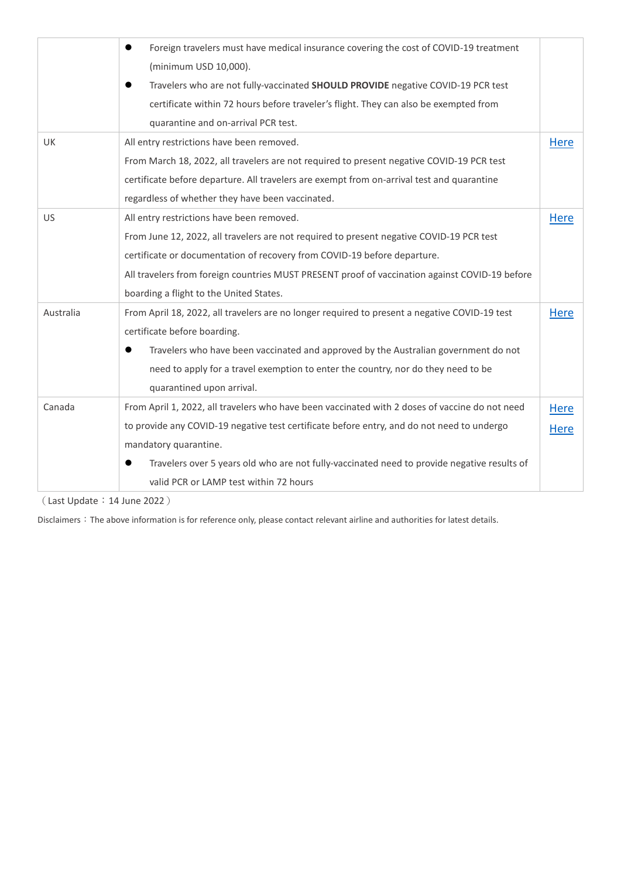| | | |
|---|---|---|
| | ● Foreign travelers must have medical insurance covering the cost of COVID-19 treatment (minimum USD 10,000).<br>● Travelers who are not fully-vaccinated **SHOULD PROVIDE** negative COVID-19 PCR test certificate within 72 hours before traveler's flight. They can also be exempted from quarantine and on-arrival PCR test. | |
| UK | All entry restrictions have been removed.<br>From March 18, 2022, all travelers are not required to present negative COVID-19 PCR test certificate before departure. All travelers are exempt from on-arrival test and quarantine regardless of whether they have been vaccinated. | Here |
| US | All entry restrictions have been removed.<br>From June 12, 2022, all travelers are not required to present negative COVID-19 PCR test certificate or documentation of recovery from COVID-19 before departure.<br>All travelers from foreign countries MUST PRESENT proof of vaccination against COVID-19 before boarding a flight to the United States. | Here |
| Australia | From April 18, 2022, all travelers are no longer required to present a negative COVID-19 test certificate before boarding.<br>● Travelers who have been vaccinated and approved by the Australian government do not need to apply for a travel exemption to enter the country, nor do they need to be quarantined upon arrival. | Here |
| Canada | From April 1, 2022, all travelers who have been vaccinated with 2 doses of vaccine do not need to provide any COVID-19 negative test certificate before entry, and do not need to undergo mandatory quarantine.<br>● Travelers over 5 years old who are not fully-vaccinated need to provide negative results of valid PCR or LAMP test within 72 hours | Here<br>Here |

（Last Update：14 June 2022）

Disclaimers：The above information is for reference only, please contact relevant airline and authorities for latest details.